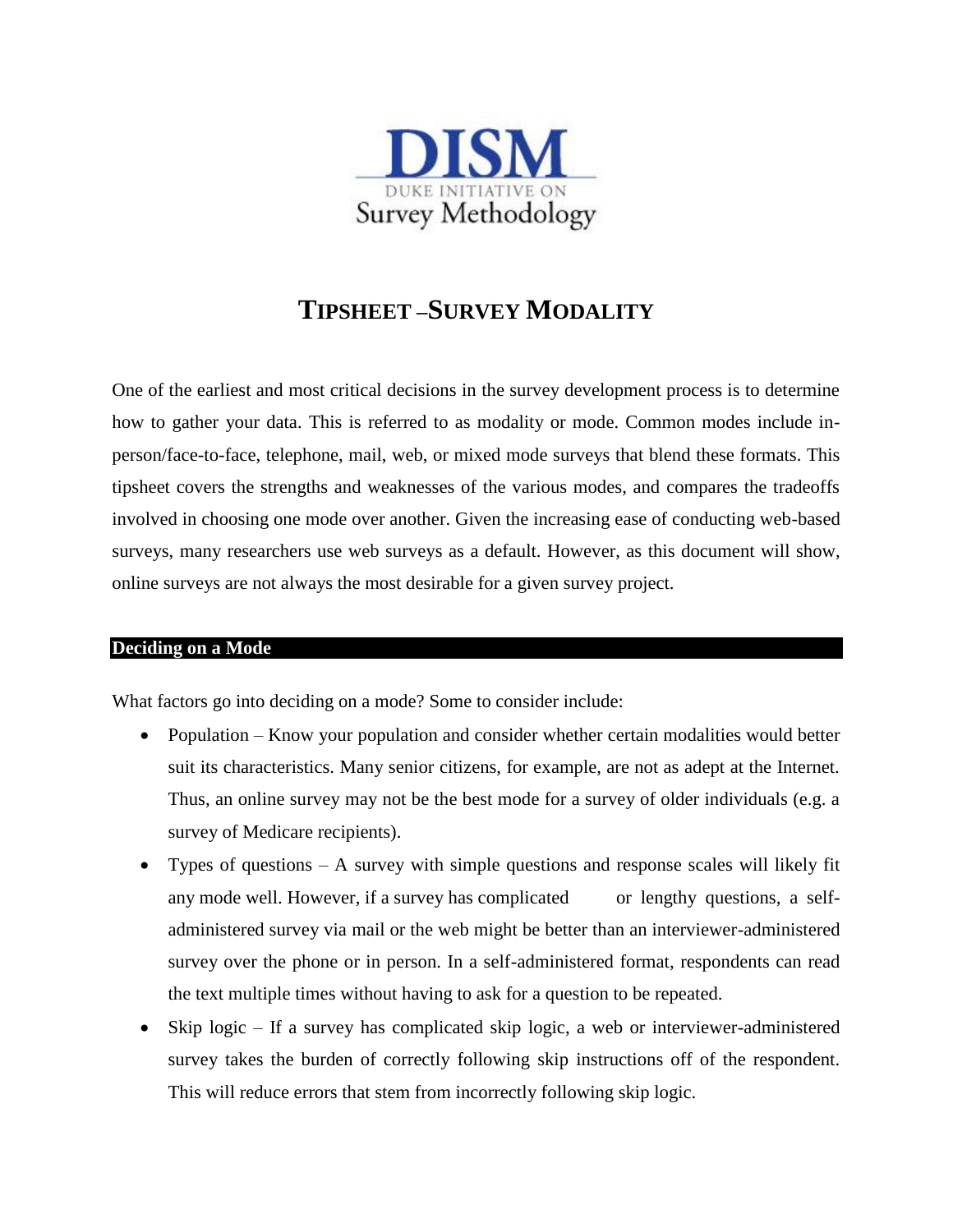DISM

DUKE INITIATIVE ON

Survey Methodology

# TIPSHEET – SURVEY MODALITY

One of the earliest and most critical decisions in the survey development process is to determine how to gather your data. This is referred to as modality or mode. Common modes include in-person/face-to-face, telephone, mail, web, or mixed mode surveys that blend these formats. This tipsheet covers the strengths and weaknesses of the various modes, and compares the tradeoffs involved in choosing one mode over another. Given the increasing ease of conducting web-based surveys, many researchers use web surveys as a default. However, as this document will show, online surveys are not always the most desirable for a given survey project.

## Deciding on a Mode

What factors go into deciding on a mode? Some to consider include:

- Population – Know your population and consider whether certain modalities would better suit its characteristics. Many senior citizens, for example, are not as adept at the Internet. Thus, an online survey may not be the best mode for a survey of older individuals (e.g. a survey of Medicare recipients).
- Types of questions – A survey with simple questions and response scales will likely fit any mode well. However, if a survey has complicated or lengthy questions, a self-administered survey via mail or the web might be better than an interviewer-administered survey over the phone or in person. In a self-administered format, respondents can read the text multiple times without having to ask for a question to be repeated.
- Skip logic – If a survey has complicated skip logic, a web or interviewer-administered survey takes the burden of correctly following skip instructions off of the respondent. This will reduce errors that stem from incorrectly following skip logic.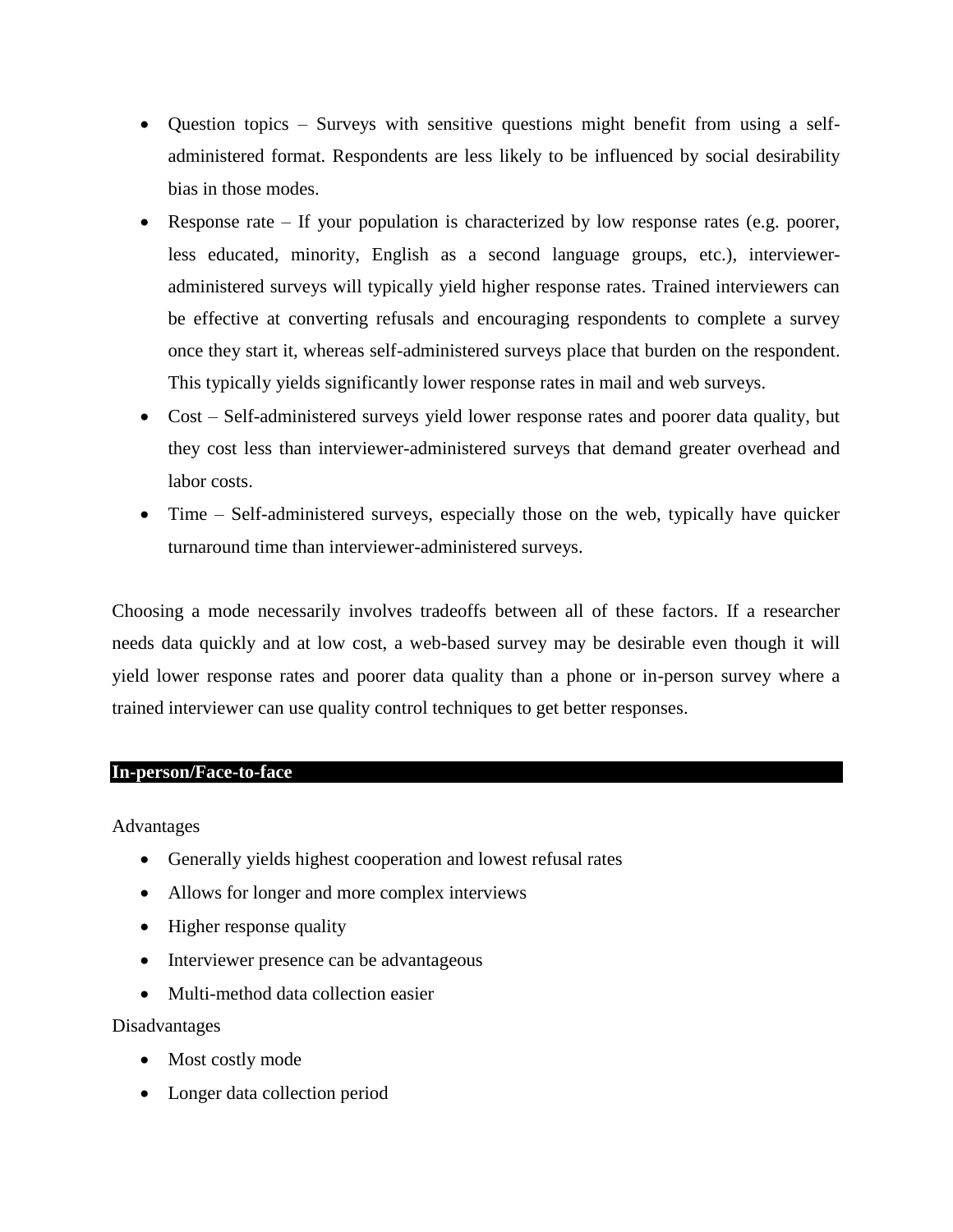- Question topics – Surveys with sensitive questions might benefit from using a self-administered format. Respondents are less likely to be influenced by social desirability bias in those modes.
- Response rate – If your population is characterized by low response rates (e.g. poorer, less educated, minority, English as a second language groups, etc.), interviewer-administered surveys will typically yield higher response rates. Trained interviewers can be effective at converting refusals and encouraging respondents to complete a survey once they start it, whereas self-administered surveys place that burden on the respondent. This typically yields significantly lower response rates in mail and web surveys.
- Cost – Self-administered surveys yield lower response rates and poorer data quality, but they cost less than interviewer-administered surveys that demand greater overhead and labor costs.
- Time – Self-administered surveys, especially those on the web, typically have quicker turnaround time than interviewer-administered surveys.

Choosing a mode necessarily involves tradeoffs between all of these factors. If a researcher needs data quickly and at low cost, a web-based survey may be desirable even though it will yield lower response rates and poorer data quality than a phone or in-person survey where a trained interviewer can use quality control techniques to get better responses.

## In-person/Face-to-face

Advantages

- Generally yields highest cooperation and lowest refusal rates
- Allows for longer and more complex interviews
- Higher response quality
- Interviewer presence can be advantageous
- Multi-method data collection easier

Disadvantages

- Most costly mode
- Longer data collection period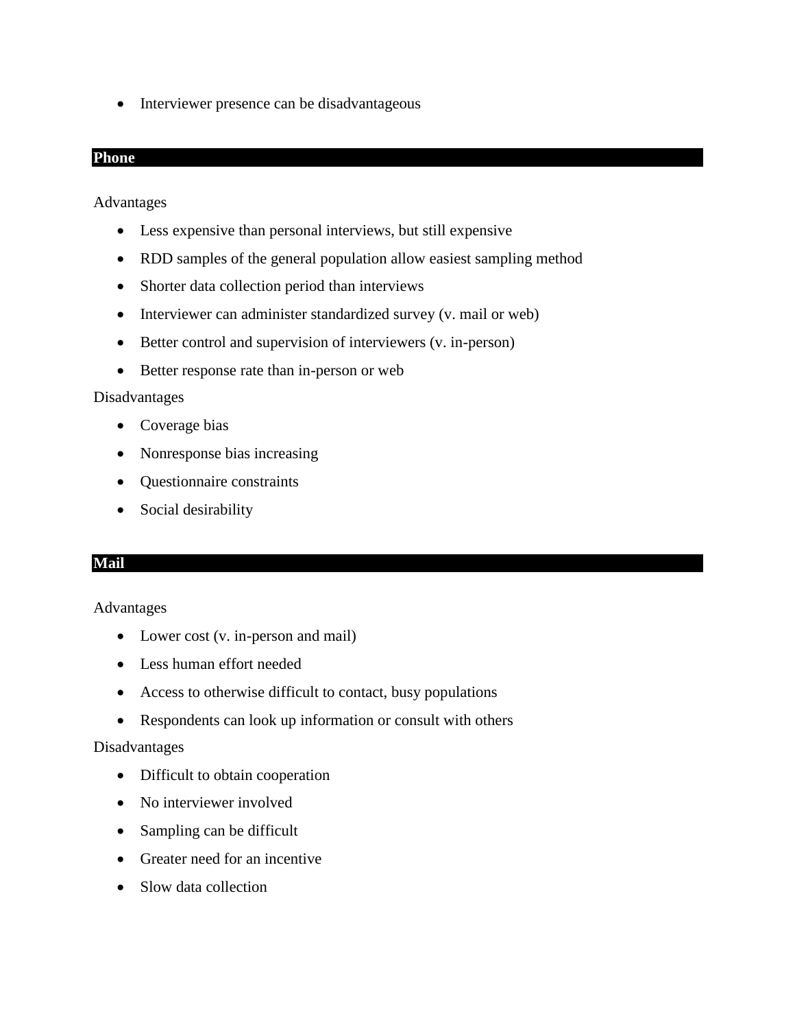- Interviewer presence can be disadvantageous

## Phone

Advantages

- Less expensive than personal interviews, but still expensive
- RDD samples of the general population allow easiest sampling method
- Shorter data collection period than interviews
- Interviewer can administer standardized survey (v. mail or web)
- Better control and supervision of interviewers (v. in-person)
- Better response rate than in-person or web

Disadvantages

- Coverage bias
- Nonresponse bias increasing
- Questionnaire constraints
- Social desirability

## Mail

Advantages

- Lower cost (v. in-person and mail)
- Less human effort needed
- Access to otherwise difficult to contact, busy populations
- Respondents can look up information or consult with others

Disadvantages

- Difficult to obtain cooperation
- No interviewer involved
- Sampling can be difficult
- Greater need for an incentive
- Slow data collection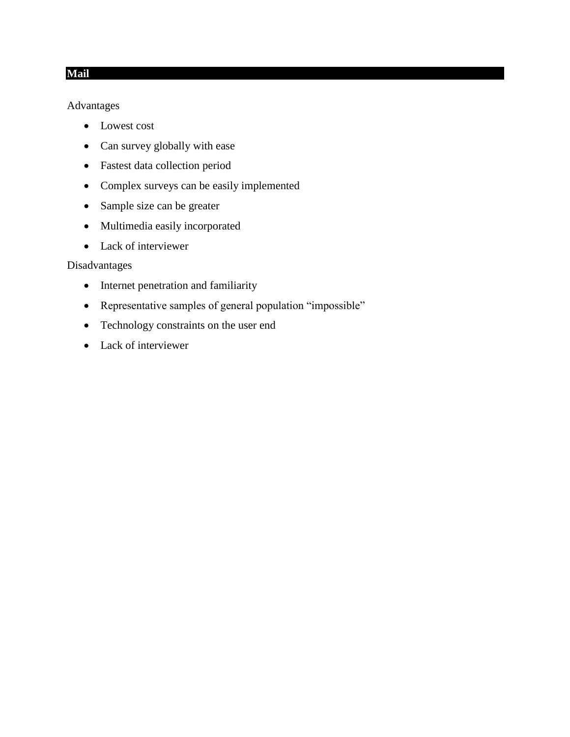## **Mail**

Advantages

- Lowest cost
- Can survey globally with ease
- Fastest data collection period
- Complex surveys can be easily implemented
- Sample size can be greater
- Multimedia easily incorporated
- Lack of interviewer

Disadvantages

- Internet penetration and familiarity
- Representative samples of general population "impossible"
- Technology constraints on the user end
- Lack of interviewer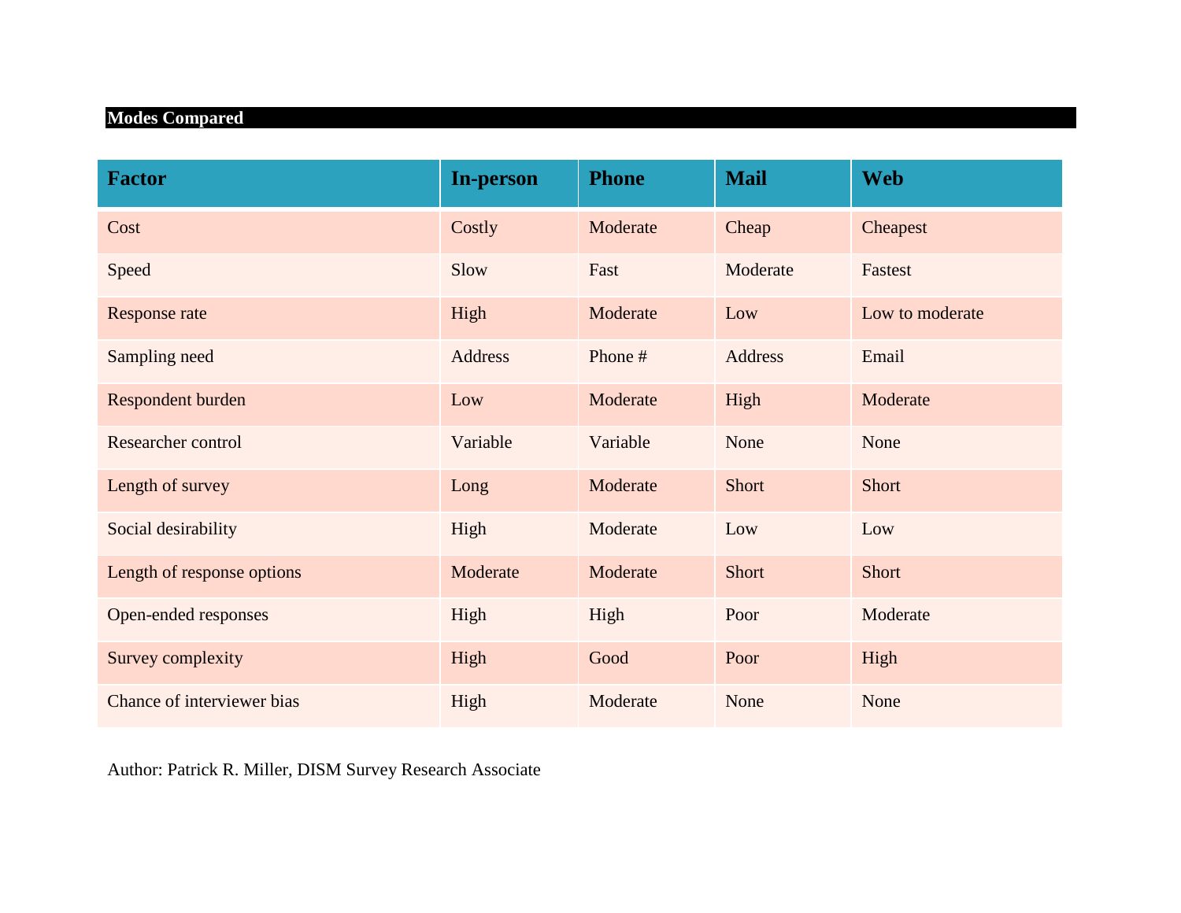## Modes Compared

| Factor | In-person | Phone | Mail | Web |
|---|---|---|---|---|
| Cost | Costly | Moderate | Cheap | Cheapest |
| Speed | Slow | Fast | Moderate | Fastest |
| Response rate | High | Moderate | Low | Low to moderate |
| Sampling need | Address | Phone # | Address | Email |
| Respondent burden | Low | Moderate | High | Moderate |
| Researcher control | Variable | Variable | None | None |
| Length of survey | Long | Moderate | Short | Short |
| Social desirability | High | Moderate | Low | Low |
| Length of response options | Moderate | Moderate | Short | Short |
| Open-ended responses | High | High | Poor | Moderate |
| Survey complexity | High | Good | Poor | High |
| Chance of interviewer bias | High | Moderate | None | None |

Author: Patrick R. Miller, DISM Survey Research Associate